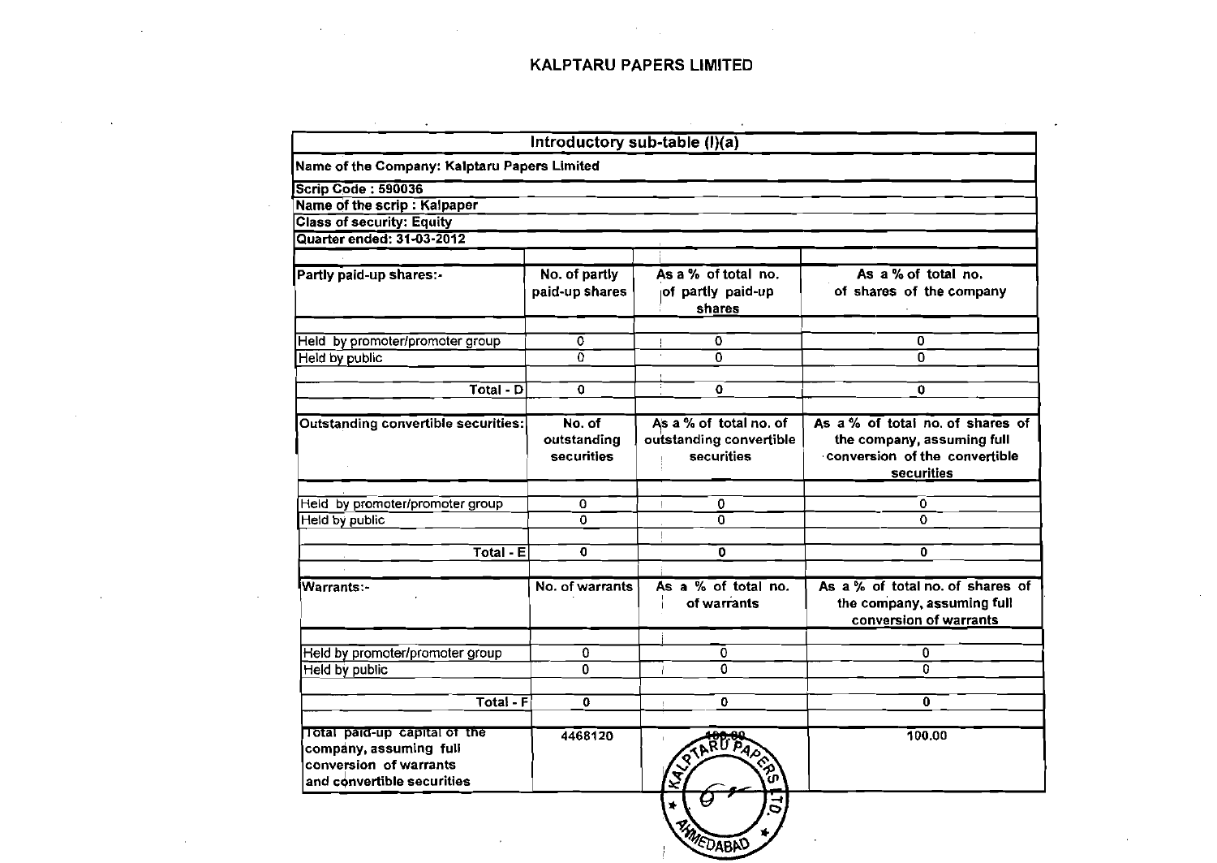# KALPTARU PAPERS LIMITED

| Introductory sub-table (I)(a) | | | |
|---|---|---|---|
| Name of the Company: Kalptaru Papers Limited | | | |
| Scrip Code : 590036 | | | |
| Name of the scrip : Kalpaper | | | |
| Class of security: Equity | | | |
| Quarter ended: 31-03-2012 | | | |
| Partly paid-up shares:- | No. of partly paid-up shares | As a % of total no. of partly paid-up shares | As a % of total no. of shares of the company |
| Held by promoter/promoter group | 0 | 0 | 0 |
| Held by public | 0 | 0 | 0 |
| Total - D | 0 | 0 | 0 |
| Outstanding convertible securities: | No. of outstanding securities | As a % of total no. of outstanding convertible securities | As a % of total no. of shares of the company, assuming full conversion of the convertible securities |
| Held by promoter/promoter group | 0 | 0 | 0 |
| Held by public | 0 | 0 | 0 |
| Total - E | 0 | 0 | 0 |
| Warrants:- | No. of warrants | As a % of total no. of warrants | As a % of total no. of shares of the company, assuming full conversion of warrants |
| Held by promoter/promoter group | 0 | 0 | 0 |
| Held by public | 0 | 0 | 0 |
| Total - F | 0 | 0 | 0 |
| Total paid-up capital of the company, assuming full conversion of warrants and convertible securities | 4468120 | 100.00 | 100.00 |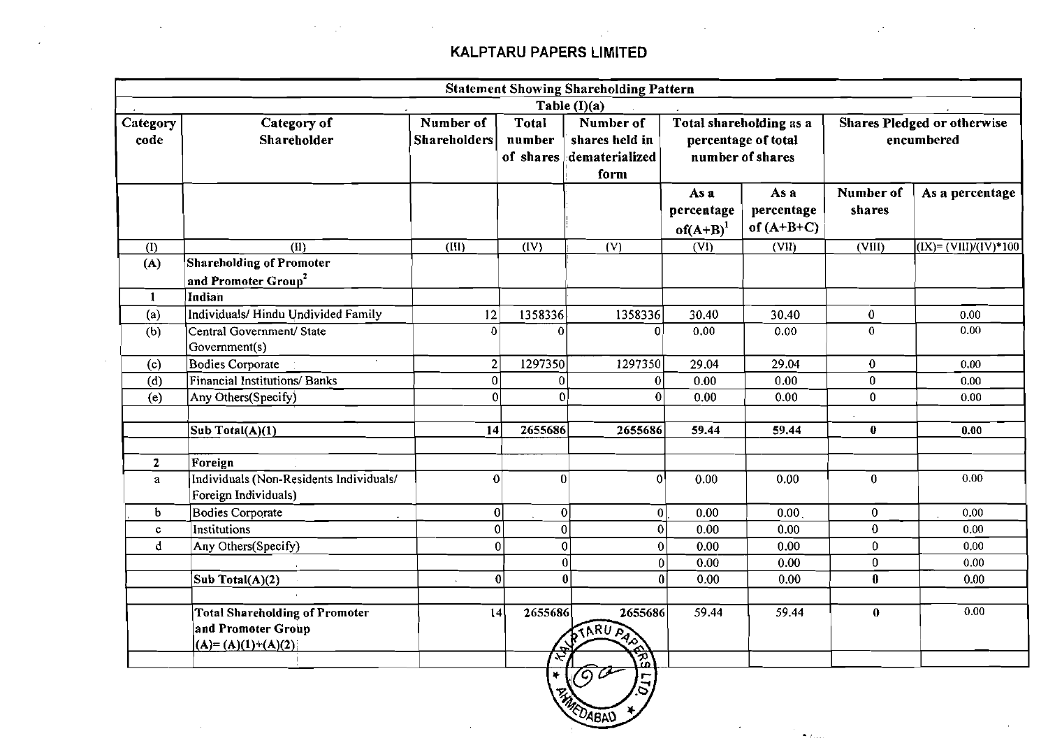# KALPTARU PAPERS LIMITED

| Statement Showing Shareholding Pattern | | | | | | | | |
|---|---|---|---|---|---|---|---|---|
| Table (I)(a) | | | | | | | | |
| Category code | Category of Shareholder | Number of Shareholders | Total number of shares | Number of shares held in dematerialized form | Total shareholding as a percentage of total number of shares | | Shares Pledged or otherwise encumbered | |
| | | | | | As a percentage of(A+B)[1] | As a percentage of (A+B+C) | Number of shares | As a percentage |
| (I) | (II) | (III) | (IV) | (V) | (VI) | (VII) | (VIII) | (IX)= (VIII)/(IV)*100 |
| (A) | Shareholding of Promoter and Promoter Group[2] | | | | | | | |
| 1 | Indian | | | | | | | |
| (a) | Individuals/ Hindu Undivided Family | 12 | 1358336 | 1358336 | 30.40 | 30.40 | 0 | 0.00 |
| (b) | Central Government/ State Government(s) | 0 | 0 | 0 | 0.00 | 0.00 | 0 | 0.00 |
| (c) | Bodies Corporate | 2 | 1297350 | 1297350 | 29.04 | 29.04 | 0 | 0.00 |
| (d) | Financial Institutions/ Banks | 0 | 0 | 0 | 0.00 | 0.00 | 0 | 0.00 |
| (e) | Any Others(Specify) | 0 | 0 | 0 | 0.00 | 0.00 | 0 | 0.00 |
| | | | | | | | | |
| | Sub Total(A)(1) | 14 | 2655686 | 2655686 | 59.44 | 59.44 | 0 | 0.00 |
| | | | | | | | | |
| 2 | Foreign | | | | | | | |
| a | Individuals (Non-Residents Individuals/ Foreign Individuals) | 0 | 0 | 0 | 0.00 | 0.00 | 0 | 0.00 |
| b | Bodies Corporate | 0 | 0 | 0 | 0.00 | 0.00 | 0 | 0.00 |
| c | Institutions | 0 | 0 | 0 | 0.00 | 0.00 | 0 | 0.00 |
| d | Any Others(Specify) | 0 | 0 | 0 | 0.00 | 0.00 | 0 | 0.00 |
| | | | 0 | 0 | 0.00 | 0.00 | 0 | 0.00 |
| | Sub Total(A)(2) | 0 | 0 | 0 | 0.00 | 0.00 | 0 | 0.00 |
| | | | | | | | | |
| | Total Shareholding of Promoter and Promoter Group (A)= (A)(1)+(A)(2) | 14 | 2655686 | 2655686 | 59.44 | 59.44 | 0 | 0.00 |
| | | | | | | | | |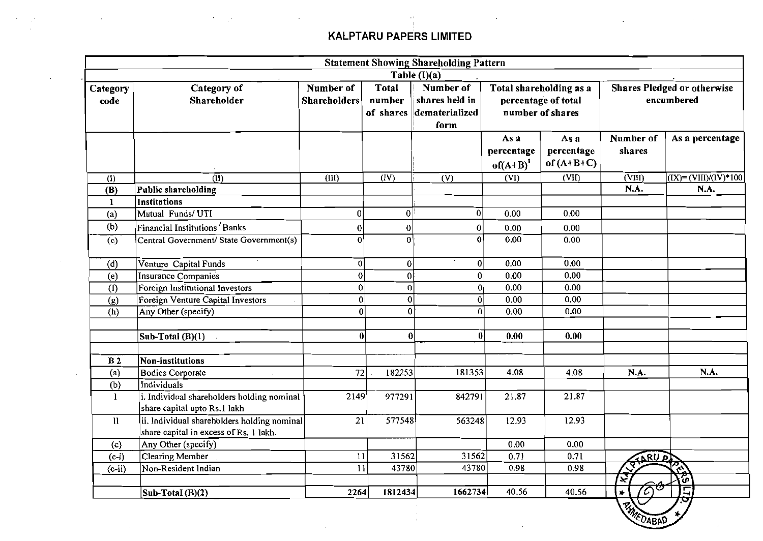# KALPTARU PAPERS LIMITED

| Statement Showing Shareholding Pattern | | | | | | | | |
|---|---|---|---|---|---|---|---|---|
| Table (I)(a) | | | | | | | | |
| Category code | Category of Shareholder | Number of Shareholders | Total number of shares | Number of shares held in dematerialized form | Total shareholding as a percentage of total number of shares | | Shares Pledged or otherwise encumbered | |
| | | | | | As a percentage of(A+B)[1] | As a percentage of (A+B+C) | Number of shares | As a percentage |
| (I) | (II) | (III) | (IV) | (V) | (VI) | (VII) | (VIII) | (IX)= (VIII)/(IV)*100 |
| (B) | **Public shareholding** | | | | | | N.A. | N.A. |
| 1 | **Institutions** | | | | | | | |
| (a) | Mutual Funds/ UTI | 0 | 0 | 0 | 0.00 | 0.00 | | |
| (b) | Financial Institutions / Banks | 0 | 0 | 0 | 0.00 | 0.00 | | |
| (c) | Central Government/ State Government(s) | 0 | 0 | 0 | 0.00 | 0.00 | | |
| (d) | Venture Capital Funds | 0 | 0 | 0 | 0.00 | 0.00 | | |
| (e) | Insurance Companies | 0 | 0 | 0 | 0.00 | 0.00 | | |
| (f) | Foreign Institutional Investors | 0 | 0 | 0 | 0.00 | 0.00 | | |
| (g) | Foreign Venture Capital Investors | 0 | 0 | 0 | 0.00 | 0.00 | | |
| (h) | Any Other (specify) | 0 | 0 | 0 | 0.00 | 0.00 | | |
| | | | | | | | | |
| | **Sub-Total (B)(1)** | **0** | **0** | **0** | **0.00** | **0.00** | | |
| | | | | | | | | |
| B 2 | **Non-institutions** | | | | | | | |
| (a) | Bodies Corporate | 72 | 182253 | 181353 | 4.08 | 4.08 | N.A. | N.A. |
| (b) | Individuals | | | | | | | |
| I | i. Individual shareholders holding nominal share capital upto Rs.1 lakh | 2149 | 977291 | 842791 | 21.87 | 21.87 | | |
| II | ii. Individual shareholders holding nominal share capital in excess of Rs. 1 lakh. | 21 | 577548 | 563248 | 12.93 | 12.93 | | |
| (c) | Any Other (specify) | | | | 0.00 | 0.00 | | |
| (c-i) | Clearing Member | 11 | 31562 | 31562 | 0.71 | 0.71 | | |
| (c-ii) | Non-Resident Indian | 11 | 43780 | 43780 | 0.98 | 0.98 | | |
| | | | | | | | | |
| | **Sub-Total (B)(2)** | **2264** | **1812434** | **1662734** | 40.56 | 40.56 | | |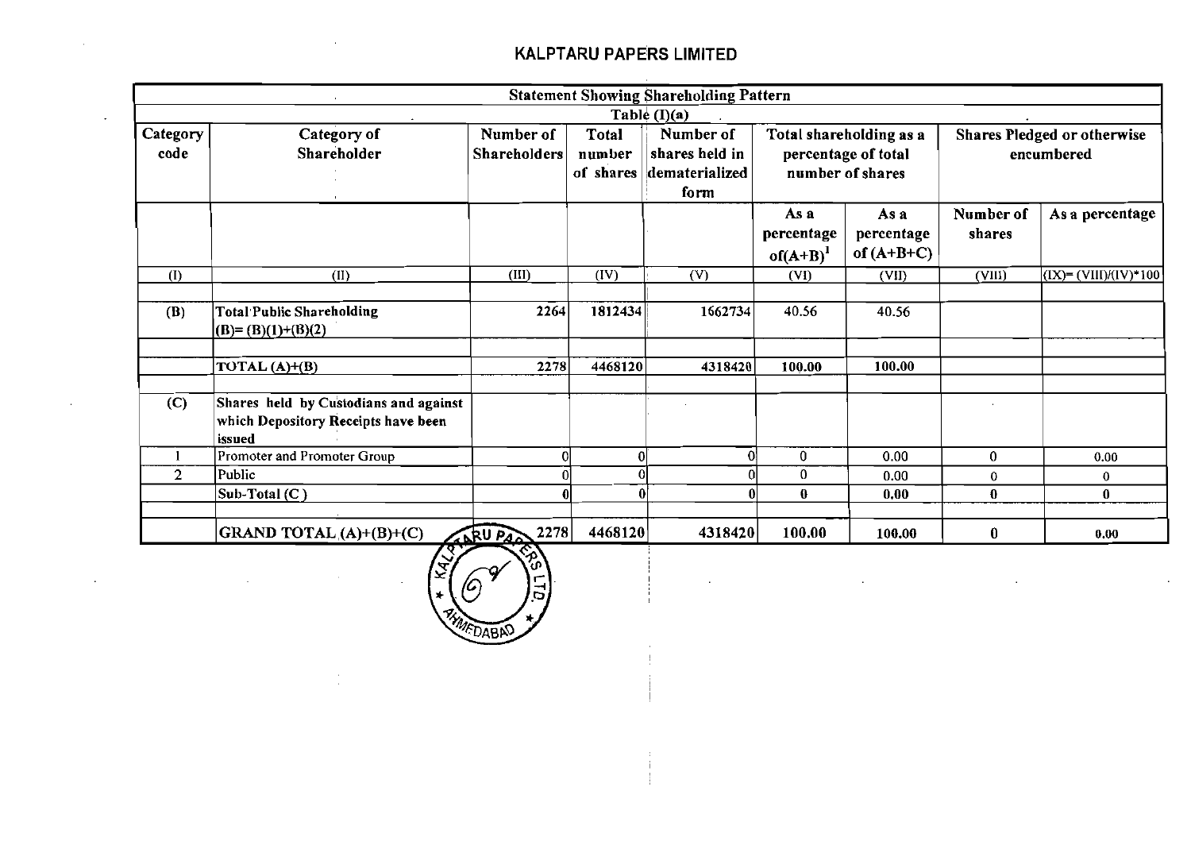# KALPTARU PAPERS LIMITED

| Statement Showing Shareholding Pattern | | | | | | | | |
|---|---|---|---|---|---|---|---|---|
| Table (I)(a) | | | | | | | | |
| Category code | Category of Shareholder | Number of Shareholders | Total number of shares | Number of shares held in dematerialized form | Total shareholding as a percentage of total number of shares | | Shares Pledged or otherwise encumbered | |
| | | | | | As a percentage of(A+B)[1] | As a percentage of (A+B+C) | Number of shares | As a percentage |
| (I) | (II) | (III) | (IV) | (V) | (VI) | (VII) | (VIII) | (IX)= (VIII)/(IV)*100 |
| | | | | | | | | |
| (B) | Total Public Shareholding (B)= (B)(1)+(B)(2) | 2264 | 1812434 | 1662734 | 40.56 | 40.56 | | |
| | | | | | | | | |
| | TOTAL (A)+(B) | 2278 | 4468120 | 4318420 | 100.00 | 100.00 | | |
| | | | | | | | | |
| (C) | Shares held by Custodians and against which Depository Receipts have been issued | | | | | | | |
| 1 | Promoter and Promoter Group | 0 | 0 | 0 | 0 | 0.00 | 0 | 0.00 |
| 2 | Public | 0 | 0 | 0 | 0 | 0.00 | 0 | 0 |
| | Sub-Total (C) | 0 | 0 | 0 | 0 | 0.00 | 0 | 0 |
| | | | | | | | | |
| | GRAND TOTAL (A)+(B)+(C) | 2278 | 4468120 | 4318420 | 100.00 | 100.00 | 0 | 0.00 |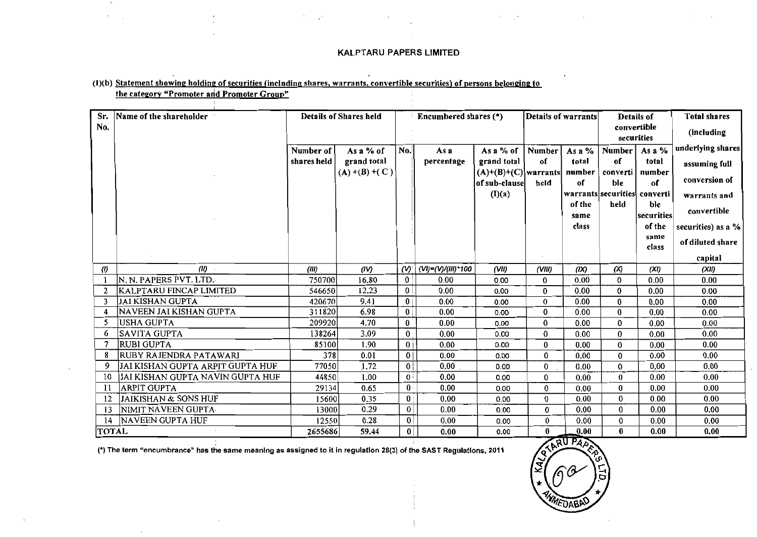## KALPTARU PAPERS LIMITED

(I)(b) Statement showing holding of securities (including shares, warrants, convertible securities) of persons belonging to the category "Promoter and Promoter Group"

| Sr. No. | Name of the shareholder | Details of Shares held | | Encumbered shares (*) | | | Details of warrants | | Details of convertible securities | | Total shares (including underlying shares assuming full conversion of warrants and convertible securities) as a % of diluted share capital |
|---|---|---|---|---|---|---|---|---|---|---|---|
| | | Number of shares held | As a % of grand total (A) +(B) +( C ) | No. | As a percentage | As a % of grand total (A)+(B)+(C) of sub-clause (I)(a) | Number of warrants held | As a % total number of warrants of the same class | Number of convertible securities held | As a % total number of convertible securities of the same class | |
| (I) | (II) | (III) | (IV) | (V) | (VI)=(V)/(III)*100 | (VII) | (VIII) | (IX) | (X) | (XI) | (XII) |
| 1 | N. N. PAPERS PVT. LTD. | 750700 | 16.80 | 0 | 0.00 | 0.00 | 0 | 0.00 | 0 | 0.00 | 0.00 |
| 2 | KALPTARU FINCAP LIMITED | 546650 | 12.23 | 0 | 0.00 | 0.00 | 0 | 0.00 | 0 | 0.00 | 0.00 |
| 3 | JAI KISHAN GUPTA | 420670 | 9.41 | 0 | 0.00 | 0.00 | 0 | 0.00 | 0 | 0.00 | 0.00 |
| 4 | NAVEEN JAI KISHAN GUPTA | 311820 | 6.98 | 0 | 0.00 | 0.00 | 0 | 0.00 | 0 | 0.00 | 0.00 |
| 5 | USHA GUPTA | 209920 | 4.70 | 0 | 0.00 | 0.00 | 0 | 0.00 | 0 | 0.00 | 0.00 |
| 6 | SAVITA GUPTA | 138264 | 3.09 | 0 | 0.00 | 0.00 | 0 | 0.00 | 0 | 0.00 | 0.00 |
| 7 | RUBI GUPTA | 85100 | 1.90 | 0 | 0.00 | 0.00 | 0 | 0.00 | 0 | 0.00 | 0.00 |
| 8 | RUBY RAJENDRA PATAWARI | 378 | 0.01 | 0 | 0.00 | 0.00 | 0 | 0.00 | 0 | 0.00 | 0.00 |
| 9 | JAI KISHAN GUPTA ARPIT GUPTA HUF | 77050 | 1.72 | 0 | 0.00 | 0.00 | 0 | 0.00 | 0 | 0.00 | 0.00 |
| 10 | JAI KISHAN GUPTA NAVIN GUPTA HUF | 44850 | 1.00 | 0 | 0.00 | 0.00 | 0 | 0.00 | 0 | 0.00 | 0.00 |
| 11 | ARPIT GUPTA | 29134 | 0.65 | 0 | 0.00 | 0.00 | 0 | 0.00 | 0 | 0.00 | 0.00 |
| 12 | JAIKISHAN & SONS HUF | 15600 | 0.35 | 0 | 0.00 | 0.00 | 0 | 0.00 | 0 | 0.00 | 0.00 |
| 13 | NIMIT NAVEEN GUPTA | 13000 | 0.29 | 0 | 0.00 | 0.00 | 0 | 0.00 | 0 | 0.00 | 0.00 |
| 14 | NAVEEN GUPTA HUF | 12550 | 0.28 | 0 | 0.00 | 0.00 | 0 | 0.00 | 0 | 0.00 | 0.00 |
| TOTAL | | 2655686 | 59.44 | 0 | 0.00 | 0.00 | 0 | 0.00 | 0 | 0.00 | 0.00 |

(*) The term "encumbrance" has the same meaning as assigned to it in regulation 28(3) of the SAST Regulations, 2011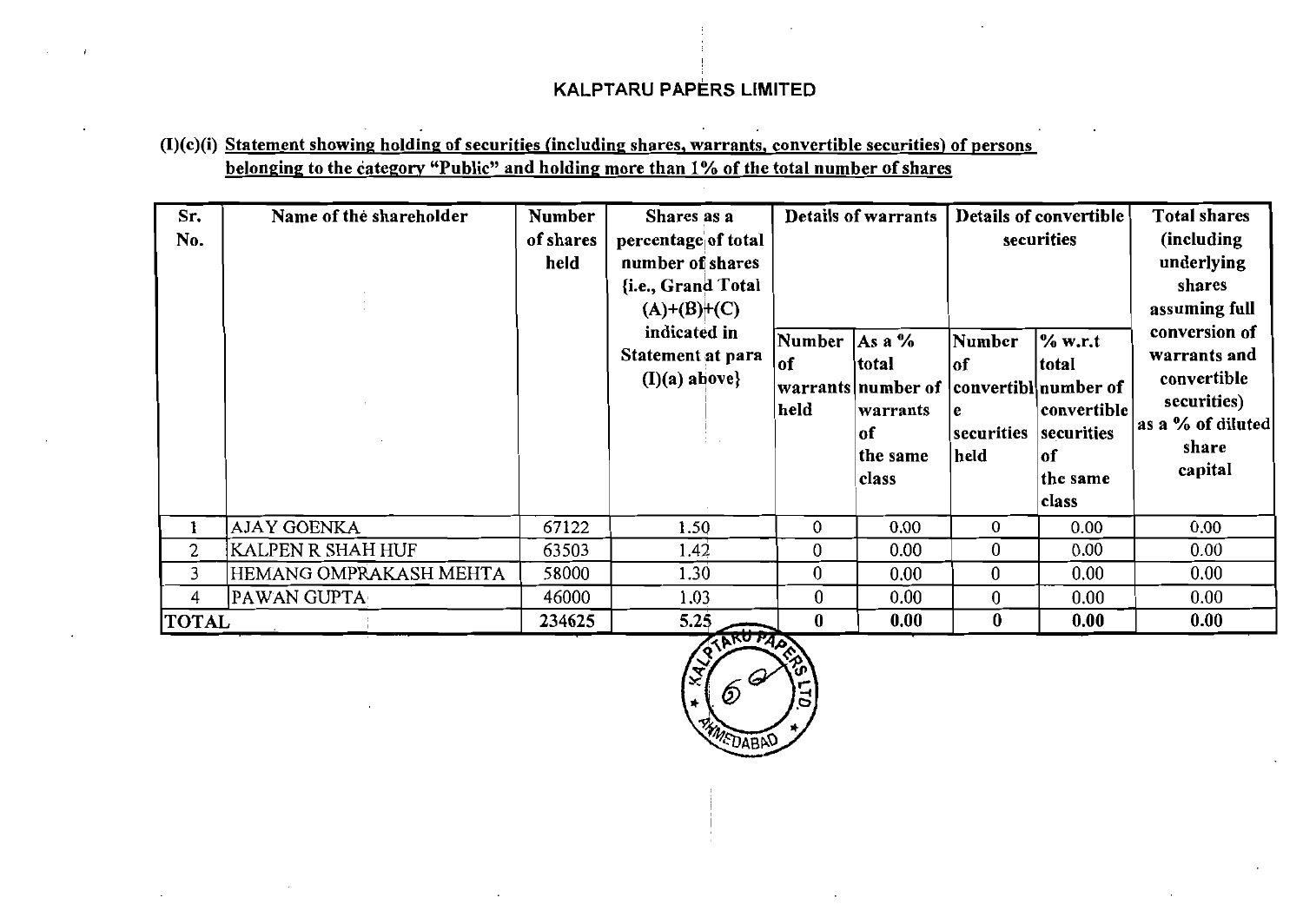# KALPTARU PAPERS LIMITED

**(I)(c)(i) Statement showing holding of securities (including shares, warrants, convertible securities) of persons belonging to the category "Public" and holding more than 1% of the total number of shares**

| Sr. No. | Name of the shareholder | Number of shares held | Shares as a percentage of total number of shares {i.e., Grand Total (A)+(B)+(C) indicated in Statement at para (I)(a) above} | Details of warrants | | Details of convertible securities | | Total shares (including underlying shares assuming full conversion of warrants and convertible securities) as a % of diluted share capital |
|---|---|---|---|---|---|---|---|---|
| | | | | Number of warrants held | As a % total number of warrants of the same class | Number of convertible securities held | % w.r.t total number of convertible securities of the same class | |
| 1 | AJAY GOENKA | 67122 | 1.50 | 0 | 0.00 | 0 | 0.00 | 0.00 |
| 2 | KALPEN R SHAH HUF | 63503 | 1.42 | 0 | 0.00 | 0 | 0.00 | 0.00 |
| 3 | HEMANG OMPRAKASH MEHTA | 58000 | 1.30 | 0 | 0.00 | 0 | 0.00 | 0.00 |
| 4 | PAWAN GUPTA | 46000 | 1.03 | 0 | 0.00 | 0 | 0.00 | 0.00 |
| **TOTAL** | | 234625 | 5.25 | **0** | **0.00** | **0** | **0.00** | **0.00** |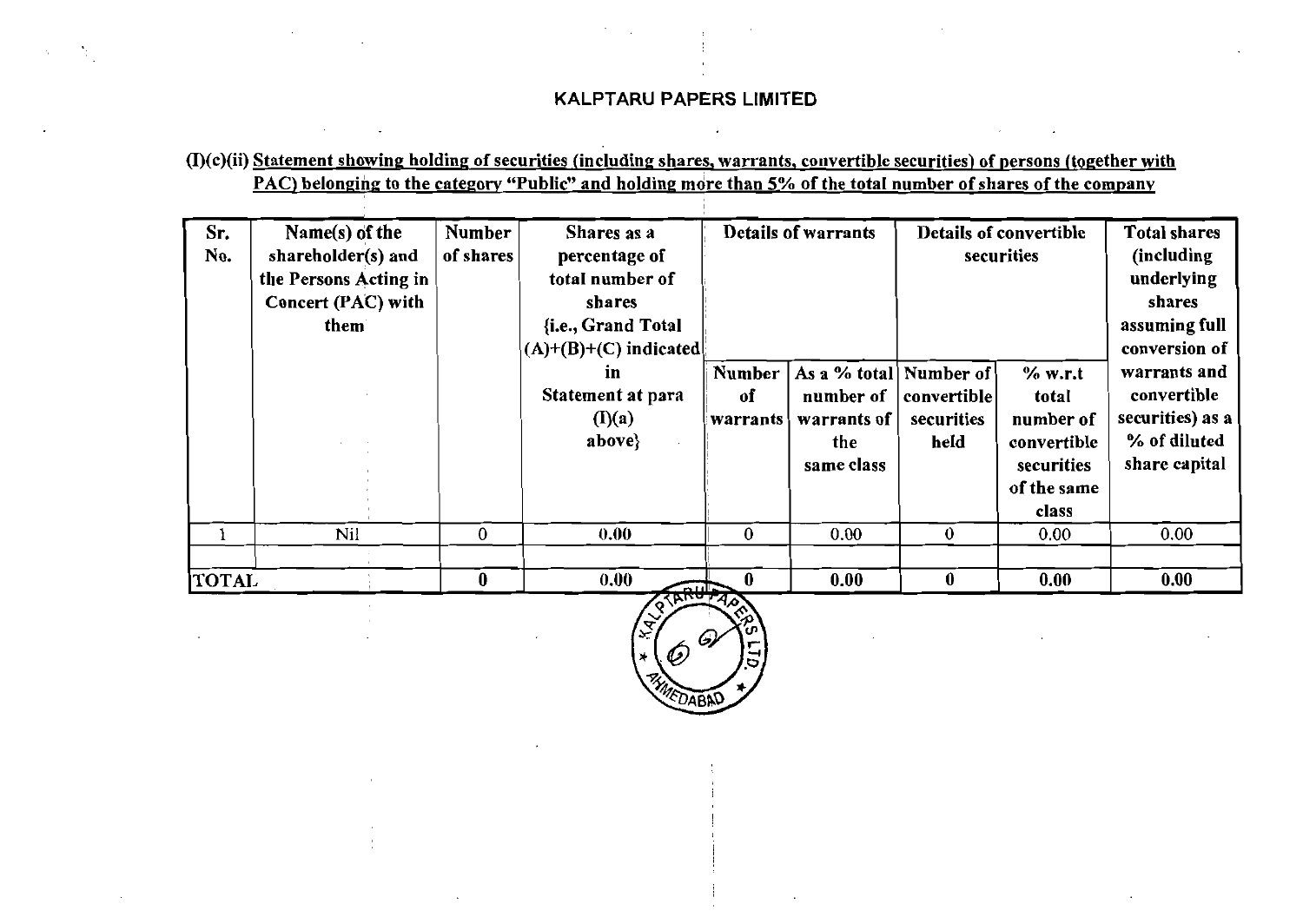# KALPTARU PAPERS LIMITED

**(I)(c)(ii) Statement showing holding of securities (including shares, warrants, convertible securities) of persons (together with PAC) belonging to the category "Public" and holding more than 5% of the total number of shares of the company**

| Sr. No. | Name(s) of the shareholder(s) and the Persons Acting in Concert (PAC) with them | Number of shares | Shares as a percentage of total number of shares {i.e., Grand Total (A)+(B)+(C) indicated in Statement at para (I)(a) above} | Details of warrants | | Details of convertible securities | | Total shares (including underlying shares assuming full conversion of warrants and convertible securities) as a % of diluted share capital |
|---|---|---|---|---|---|---|---|---|
| | | | | Number of warrants | As a % total number of warrants of the same class | Number of convertible securities held | % w.r.t total number of convertible securities of the same class | |
| 1 | Nil | 0 | 0.00 | 0 | 0.00 | 0 | 0.00 | 0.00 |
| | | | | | | | | |
| **TOTAL** | | **0** | **0.00** | **0** | **0.00** | **0** | **0.00** | **0.00** |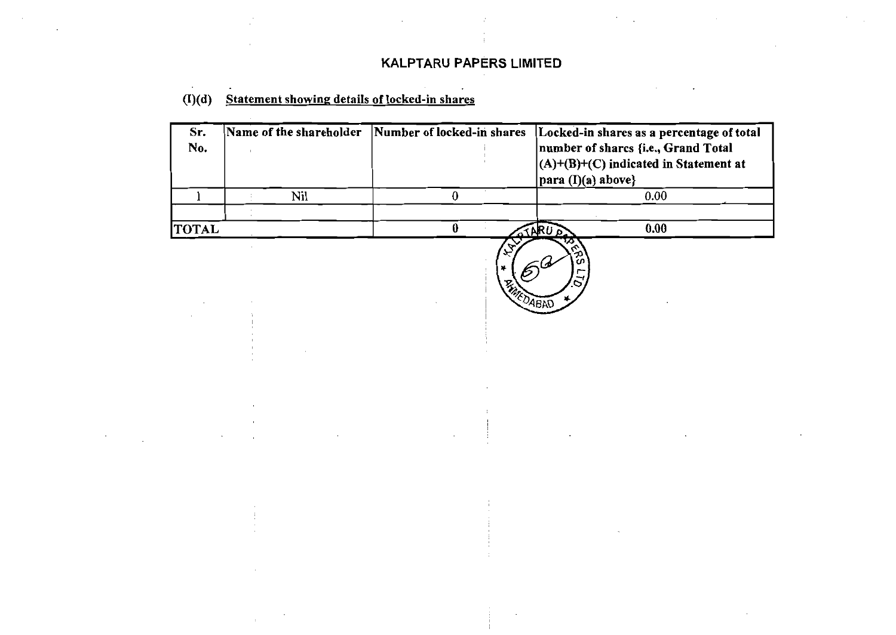# KALPTARU PAPERS LIMITED

**(I)(d) Statement showing details of locked-in shares**

| Sr. No. | Name of the shareholder | Number of locked-in shares | Locked-in shares as a percentage of total number of shares {i.e., Grand Total (A)+(B)+(C) indicated in Statement at para (I)(a) above} |
|---|---|---|---|
| 1 | Nil | 0 | 0.00 |
| | | | |
| TOTAL | | 0 | 0.00 |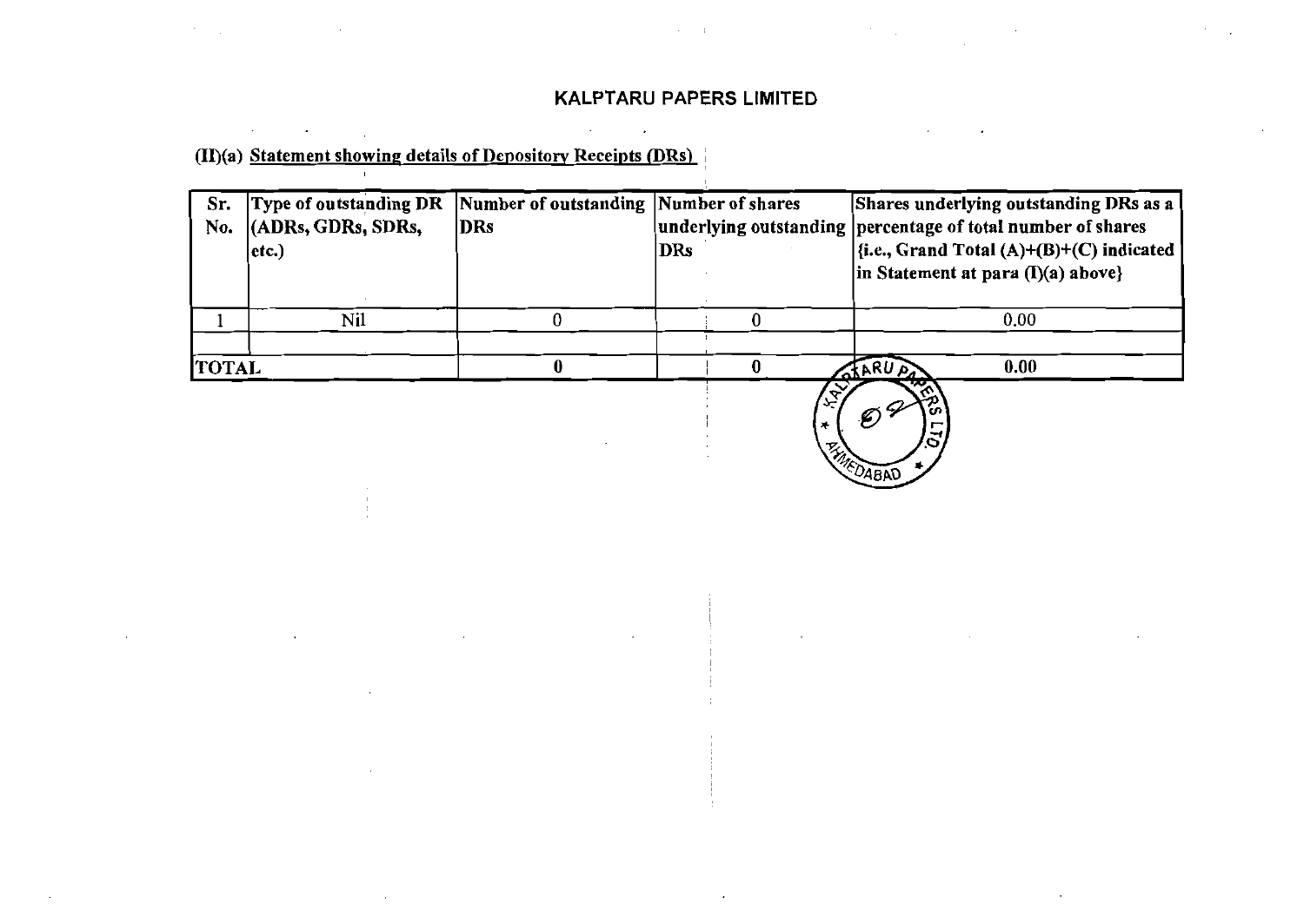# KALPTARU PAPERS LIMITED

**(II)(a) Statement showing details of Depository Receipts (DRs)**

| Sr. No. | Type of outstanding DR (ADRs, GDRs, SDRs, etc.) | Number of outstanding DRs | Number of shares underlying outstanding DRs | Shares underlying outstanding DRs as a percentage of total number of shares {i.e., Grand Total (A)+(B)+(C) indicated in Statement at para (I)(a) above} |
|---|---|---|---|---|
| 1 | Nil | 0 | 0 | 0.00 |
| | | | | |
| **TOTAL** | | **0** | **0** | **0.00** |

KALPTARU PAPERS LTD. AHMEDABAD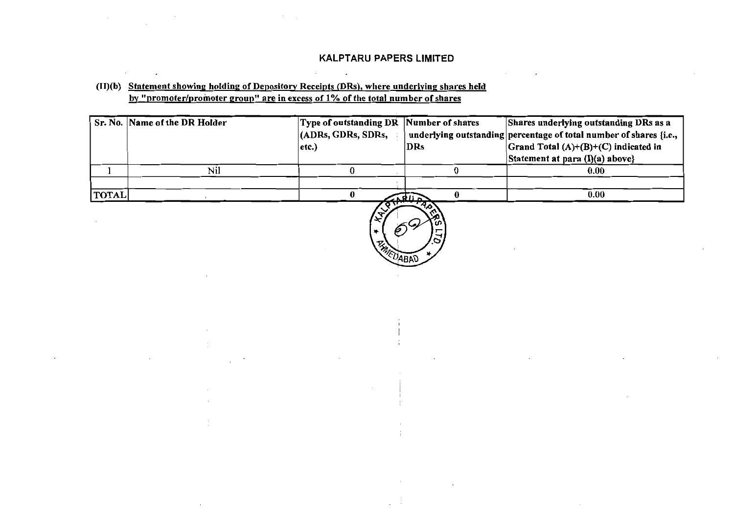# KALPTARU PAPERS LIMITED

**(II)(b) Statement showing holding of Depository Receipts (DRs), where underlying shares held by "promoter/promoter group" are in excess of 1% of the total number of shares**

| Sr. No. | Name of the DR Holder | Type of outstanding DR (ADRs, GDRs, SDRs, etc.) | Number of shares underlying outstanding DRs | Shares underlying outstanding DRs as a percentage of total number of shares {i.e., Grand Total (A)+(B)+(C) indicated in Statement at para (I)(a) above} |
|---|---|---|---|---|
| 1 | Nil | 0 | 0 | 0.00 |
| | | | | |
| TOTAL | | 0 | 0 | 0.00 |